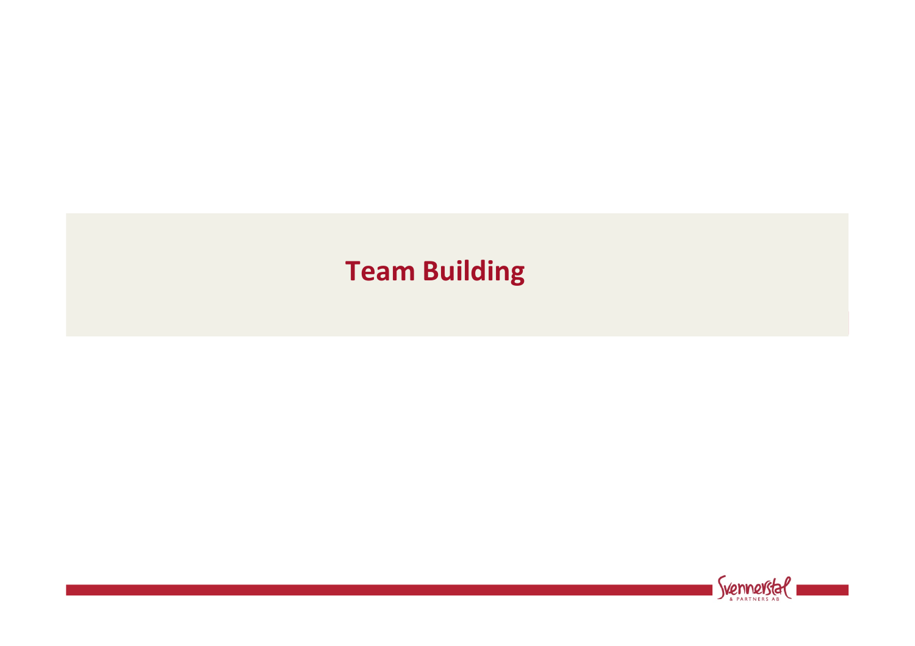# Team Building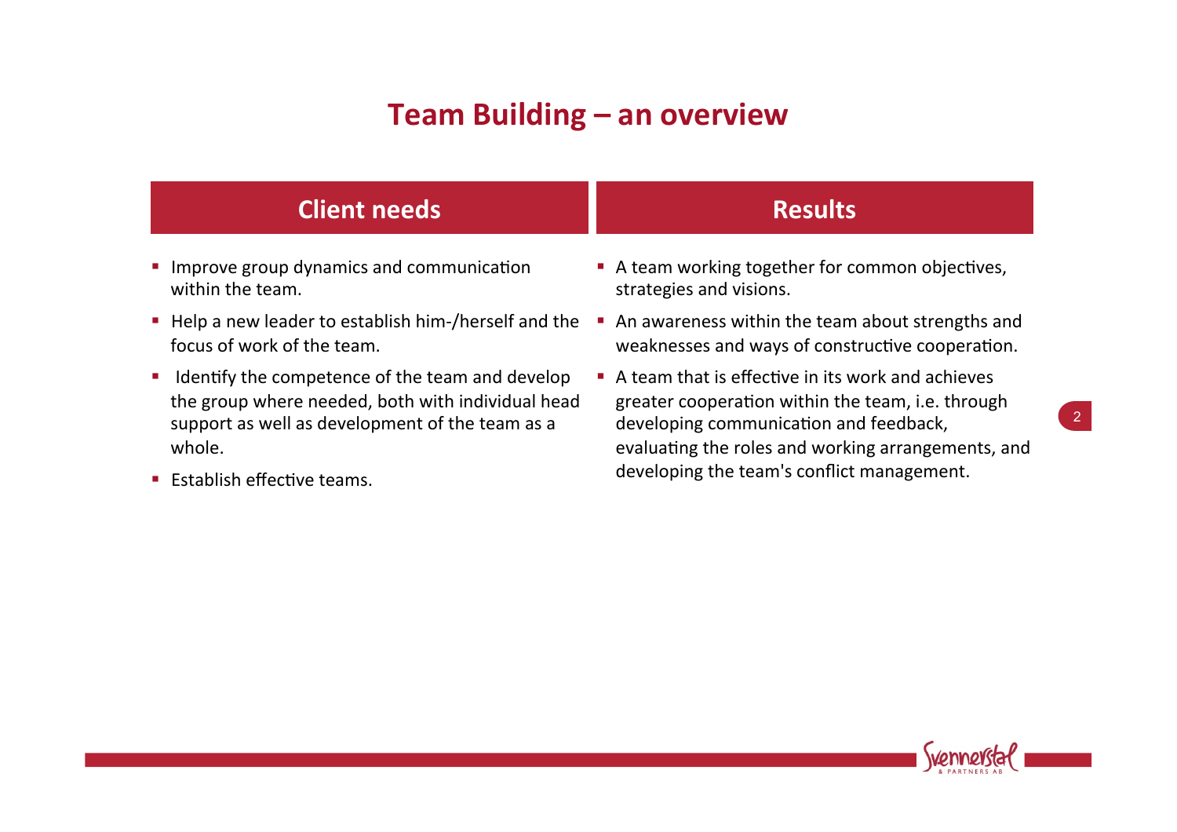# Team Building – an overview

## Client needs

- Improve group dynamics and communication within the team.
- Help a new leader to establish him-/herself and the focus of work of the team.
- Identify the competence of the team and develop the group where needed, both with individual head support as well as development of the team as a whole.
- Establish effective teams.

## Results

- A team working together for common objectives, strategies and visions.
- An awareness within the team about strengths and weaknesses and ways of constructive cooperation.
- A team that is effective in its work and achieves greater cooperation within the team, i.e. through developing communication and feedback, evaluating the roles and working arrangements, and developing the team's conflict management.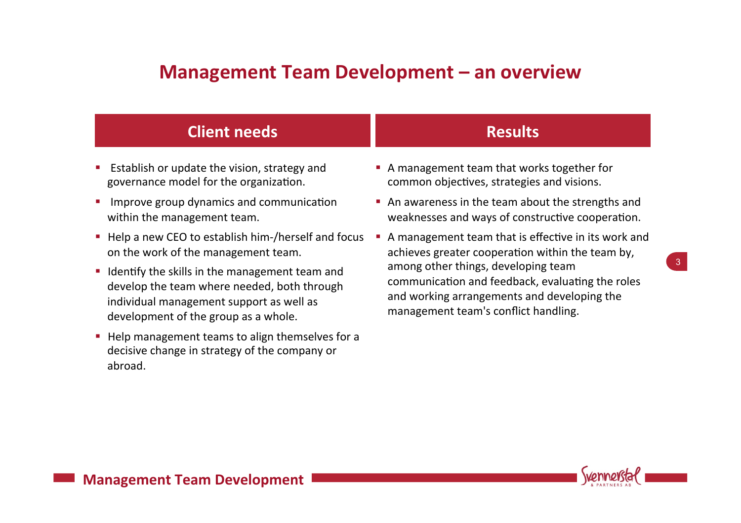# Management Team Development – an overview

## Client needs

- Establish or update the vision, strategy and governance model for the organization.
- Improve group dynamics and communication within the management team.
- Help a new CEO to establish him-/herself and focus on the work of the management team.
- Identify the skills in the management team and develop the team where needed, both through individual management support as well as development of the group as a whole.
- Help management teams to align themselves for a decisive change in strategy of the company or abroad.

## Results

- A management team that works together for common objectives, strategies and visions.
- An awareness in the team about the strengths and weaknesses and ways of constructive cooperation.
- A management team that is effective in its work and achieves greater cooperation within the team by, among other things, developing team communication and feedback, evaluating the roles and working arrangements and developing the management team's conflict handling.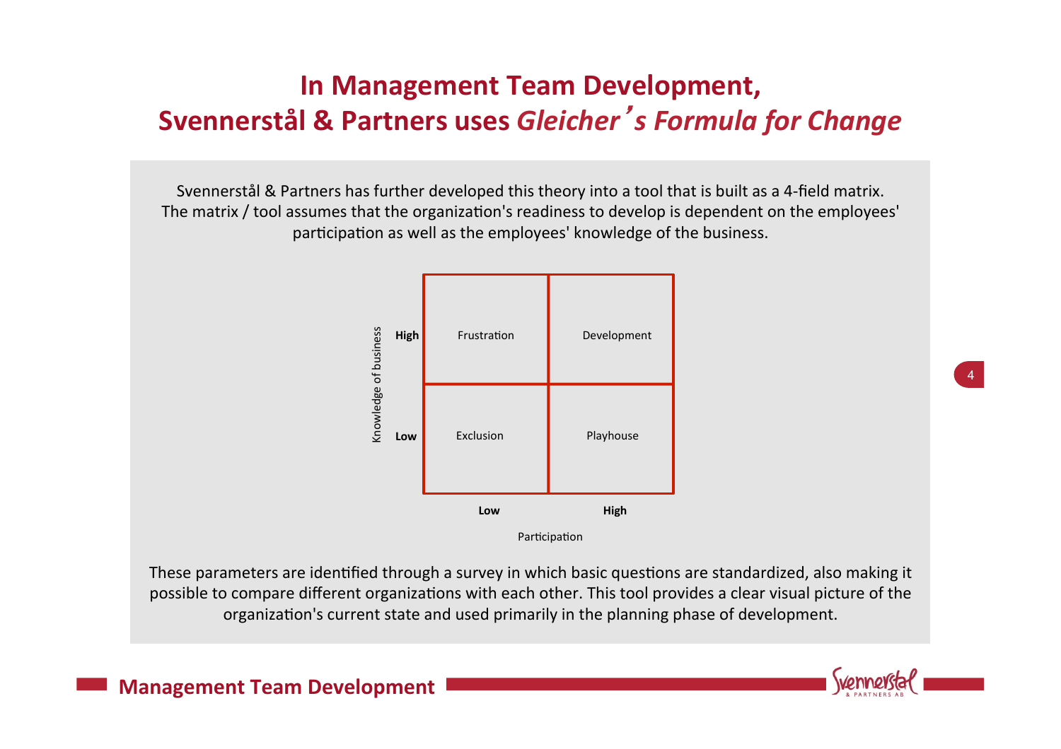# In Management Team Development, Svennerstål & Partners uses *Gleicher's Formula for Change*

Svennerstål & Partners has further developed this theory into a tool that is built as a 4-field matrix. The matrix / tool assumes that the organization's readiness to develop is dependent on the employees' participation as well as the employees' knowledge of the business.

| Knowledge of business | Participation: Low | Participation: High |
|---|---|---|
| **High** | Frustration | Development |
| **Low** | Exclusion | Playhouse |

These parameters are identified through a survey in which basic questions are standardized, also making it possible to compare different organizations with each other. This tool provides a clear visual picture of the organization's current state and used primarily in the planning phase of development.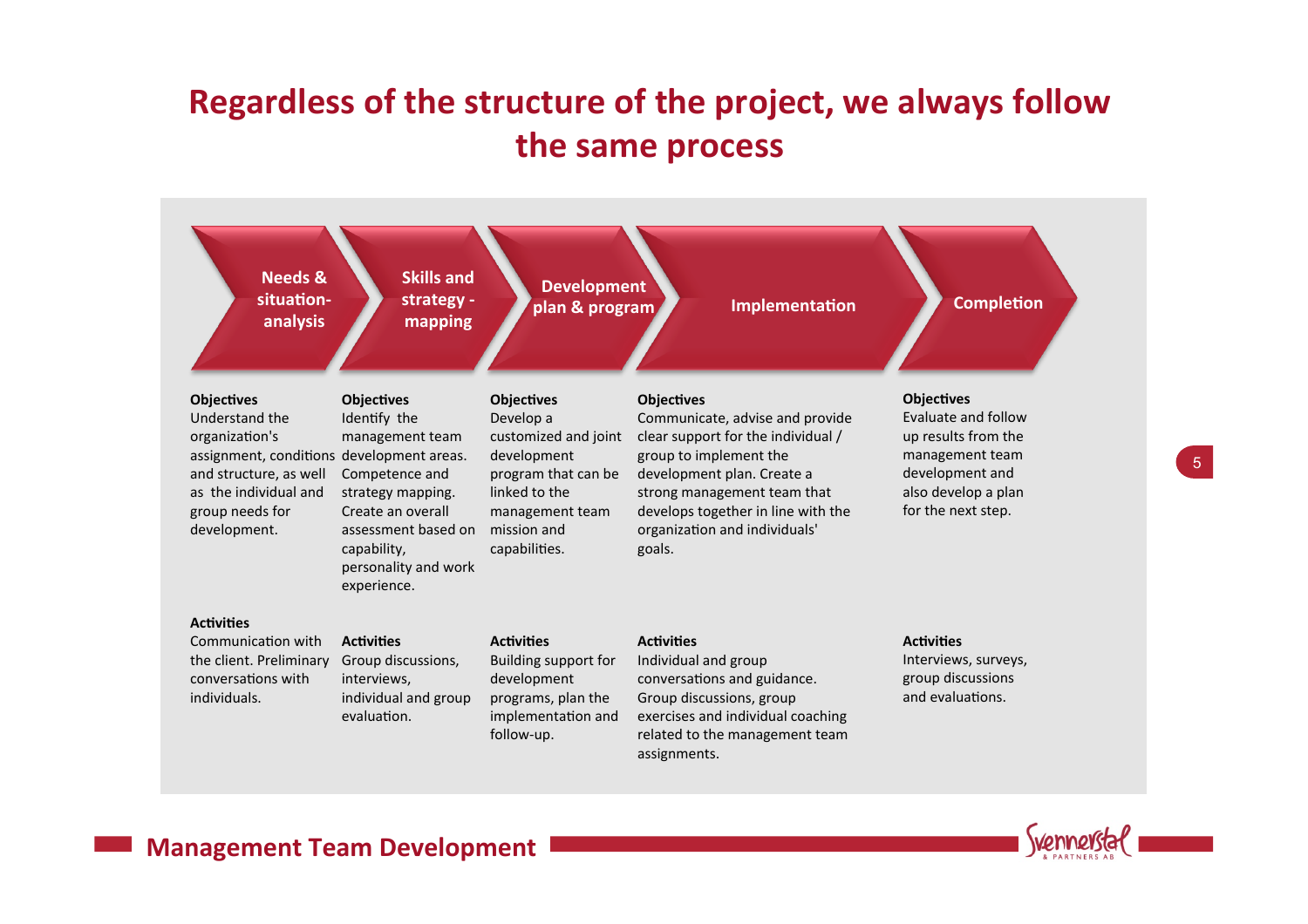# Regardless of the structure of the project, we always follow the same process

## Needs & situation-analysis

**Objectives**
Understand the organization's assignment, conditions and structure, as well as the individual and group needs for development.

**Activities**
Communication with the client. Preliminary conversations with individuals.

## Skills and strategy - mapping

**Objectives**
Identify the management team development areas. Competence and strategy mapping. Create an overall assessment based on capability, personality and work experience.

**Activities**
Group discussions, interviews, individual and group evaluation.

## Development plan & program

**Objectives**
Develop a customized and joint development program that can be linked to the management team mission and capabilities.

**Activities**
Building support for development programs, plan the implementation and follow-up.

## Implementation

**Objectives**
Communicate, advise and provide clear support for the individual / group to implement the development plan. Create a strong management team that develops together in line with the organization and individuals' goals.

**Activities**
Individual and group conversations and guidance. Group discussions, group exercises and individual coaching related to the management team assignments.

## Completion

**Objectives**
Evaluate and follow up results from the management team development and also develop a plan for the next step.

**Activities**
Interviews, surveys, group discussions and evaluations.

Management Team Development

Svennerstål & PARTNERS AB